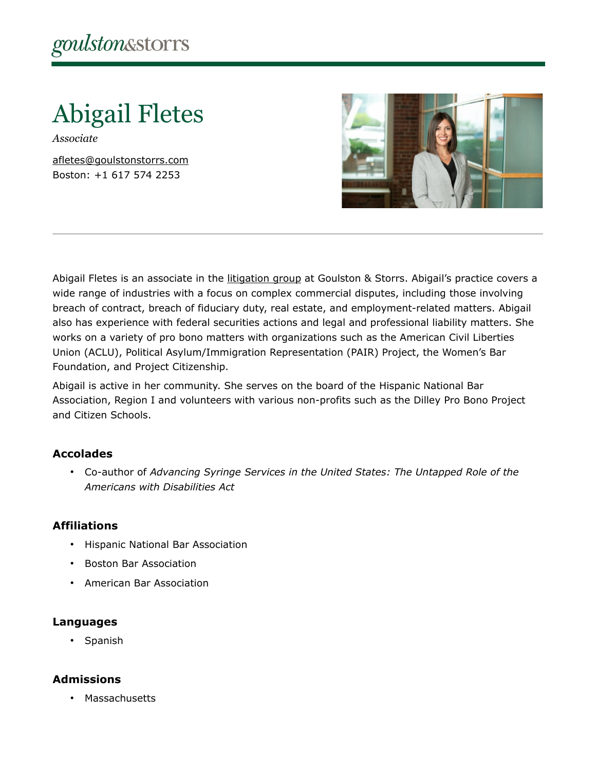goulston&storrs

# Abigail Fletes

*Associate*

afletes@goulstonstorrs.com
Boston: +1 617 574 2253

Abigail Fletes is an associate in the litigation group at Goulston & Storrs. Abigail's practice covers a wide range of industries with a focus on complex commercial disputes, including those involving breach of contract, breach of fiduciary duty, real estate, and employment-related matters. Abigail also has experience with federal securities actions and legal and professional liability matters. She works on a variety of pro bono matters with organizations such as the American Civil Liberties Union (ACLU), Political Asylum/Immigration Representation (PAIR) Project, the Women's Bar Foundation, and Project Citizenship.

Abigail is active in her community. She serves on the board of the Hispanic National Bar Association, Region I and volunteers with various non-profits such as the Dilley Pro Bono Project and Citizen Schools.

### Accolades

- Co-author of *Advancing Syringe Services in the United States: The Untapped Role of the Americans with Disabilities Act*

### Affiliations

- Hispanic National Bar Association
- Boston Bar Association
- American Bar Association

### Languages

- Spanish

### Admissions

- Massachusetts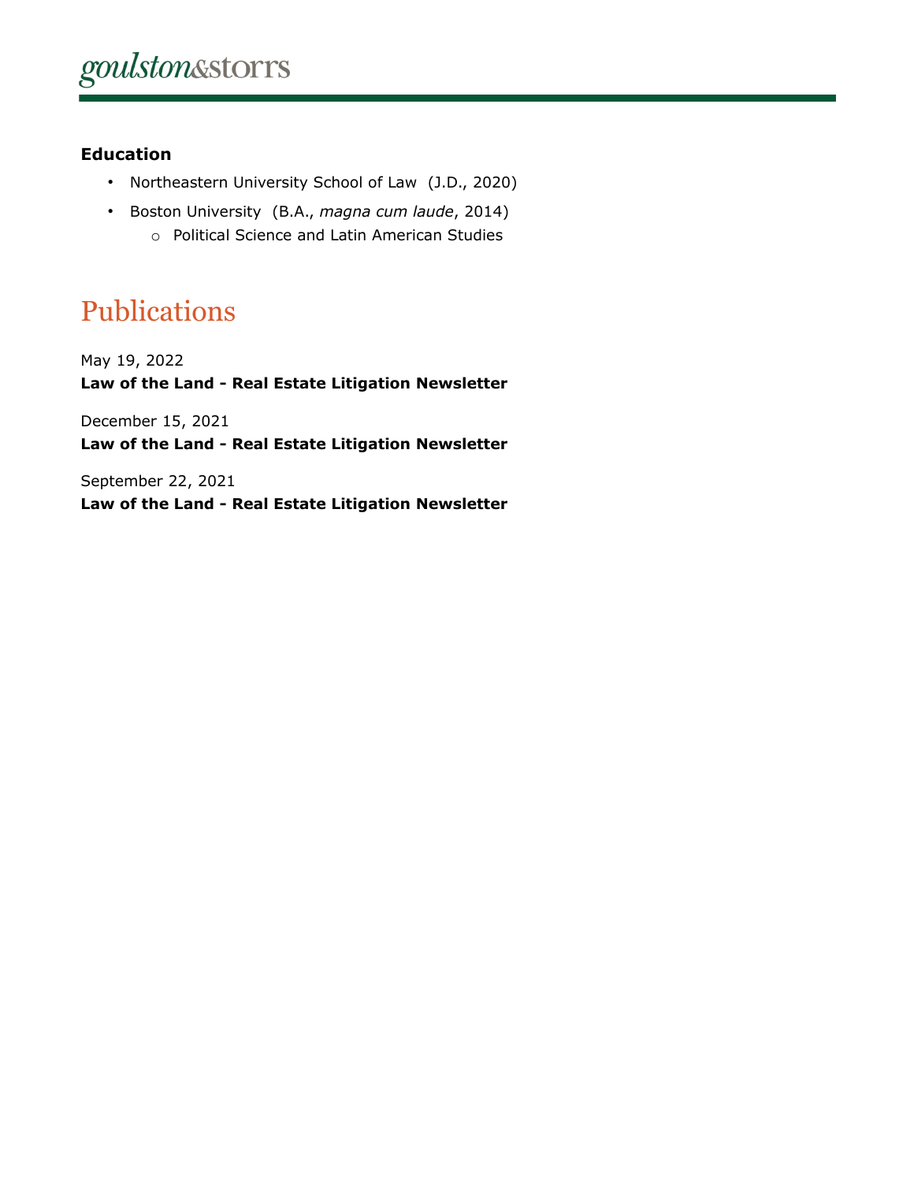### Education

- Northeastern University School of Law (J.D., 2020)
- Boston University (B.A., *magna cum laude*, 2014)
  - Political Science and Latin American Studies

## Publications

May 19, 2022
**Law of the Land - Real Estate Litigation Newsletter**

December 15, 2021
**Law of the Land - Real Estate Litigation Newsletter**

September 22, 2021
**Law of the Land - Real Estate Litigation Newsletter**